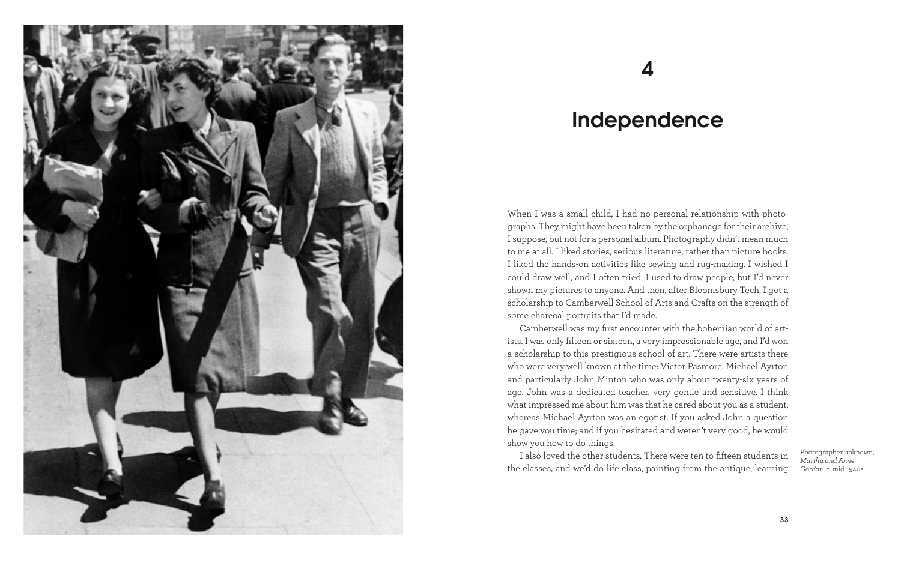# 4

# Independence

When I was a small child, I had no personal relationship with photographs. They might have been taken by the orphanage for their archive, I suppose, but not for a personal album. Photography didn't mean much to me at all. I liked stories, serious literature, rather than picture books. I liked the hands-on activities like sewing and rug-making. I wished I could draw well, and I often tried. I used to draw people, but I'd never shown my pictures to anyone. And then, after Bloomsbury Tech, I got a scholarship to Camberwell School of Arts and Crafts on the strength of some charcoal portraits that I'd made.

Camberwell was my first encounter with the bohemian world of artists. I was only fifteen or sixteen, a very impressionable age, and I'd won a scholarship to this prestigious school of art. There were artists there who were very well known at the time: Victor Pasmore, Michael Ayrton and particularly John Minton who was only about twenty-six years of age. John was a dedicated teacher, very gentle and sensitive. I think what impressed me about him was that he cared about you as a student, whereas Michael Ayrton was an egotist. If you asked John a question he gave you time; and if you hesitated and weren't very good, he would show you how to do things.

I also loved the other students. There were ten to fifteen students in the classes, and we'd do life class, painting from the antique, learning

Photographer unknown, *Martha and Anne Gordon*, c. mid-1940s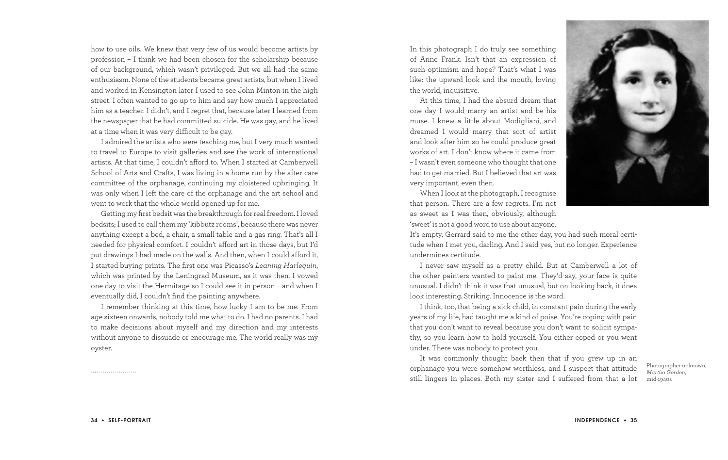how to use oils. We knew that very few of us would become artists by profession – I think we had been chosen for the scholarship because of our background, which wasn't privileged. But we all had the same enthusiasm. None of the students became great artists, but when I lived and worked in Kensington later I used to see John Minton in the high street. I often wanted to go up to him and say how much I appreciated him as a teacher. I didn't, and I regret that, because later I learned from the newspaper that he had committed suicide. He was gay, and he lived at a time when it was very difficult to be gay.

I admired the artists who were teaching me, but I very much wanted to travel to Europe to visit galleries and see the work of international artists. At that time, I couldn't afford to. When I started at Camberwell School of Arts and Crafts, I was living in a home run by the after-care committee of the orphanage, continuing my cloistered upbringing. It was only when I left the care of the orphanage and the art school and went to work that the whole world opened up for me.

Getting my first bedsit was the breakthrough for real freedom. I loved bedsits; I used to call them my 'kibbutz rooms', because there was never anything except a bed, a chair, a small table and a gas ring. That's all I needed for physical comfort. I couldn't afford art in those days, but I'd put drawings I had made on the walls. And then, when I could afford it, I started buying prints. The first one was Picasso's *Leaning Harlequin*, which was printed by the Leningrad Museum, as it was then. I vowed one day to visit the Hermitage so I could see it in person – and when I eventually did, I couldn't find the painting anywhere.

I remember thinking at this time, how lucky I am to be me. From age sixteen onwards, nobody told me what to do. I had no parents. I had to make decisions about myself and my direction and my interests without anyone to dissuade or encourage me. The world really was my oyster.

......................

In this photograph I do truly see something of Anne Frank. Isn't that an expression of such optimism and hope? That's what I was like: the upward look and the mouth, loving the world, inquisitive.

At this time, I had the absurd dream that one day I would marry an artist and be his muse. I knew a little about Modigliani, and dreamed I would marry that sort of artist and look after him so he could produce great works of art. I don't know where it came from – I wasn't even someone who thought that one had to get married. But I believed that art was very important, even then.

When I look at the photograph, I recognise that person. There are a few regrets. I'm not as sweet as I was then, obviously, although 'sweet' is not a good word to use about anyone. It's empty. Gerrard said to me the other day, you had such moral certitude when I met you, darling. And I said yes, but no longer. Experience undermines certitude.

I never saw myself as a pretty child. But at Camberwell a lot of the other painters wanted to paint me. They'd say, your face is quite unusual. I didn't think it was that unusual, but on looking back, it does look interesting. Striking. Innocence is the word.

I think, too, that being a sick child, in constant pain during the early years of my life, had taught me a kind of poise. You're coping with pain that you don't want to reveal because you don't want to solicit sympathy, so you learn how to hold yourself. You either coped or you went under. There was nobody to protect you.

It was commonly thought back then that if you grew up in an orphanage you were somehow worthless, and I suspect that attitude still lingers in places. Both my sister and I suffered from that a lot

Photographer unknown, *Martha Gordon*, mid-1940s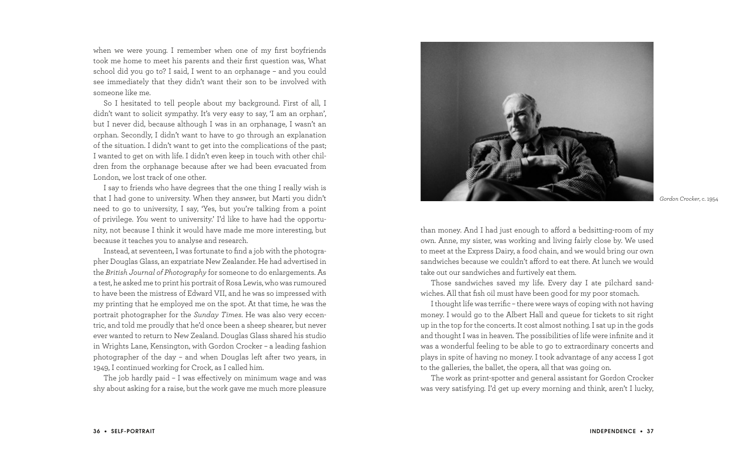when we were young. I remember when one of my first boyfriends took me home to meet his parents and their first question was, What school did you go to? I said, I went to an orphanage – and you could see immediately that they didn't want their son to be involved with someone like me.

So I hesitated to tell people about my background. First of all, I didn't want to solicit sympathy. It's very easy to say, 'I am an orphan', but I never did, because although I was in an orphanage, I wasn't an orphan. Secondly, I didn't want to have to go through an explanation of the situation. I didn't want to get into the complications of the past; I wanted to get on with life. I didn't even keep in touch with other children from the orphanage because after we had been evacuated from London, we lost track of one other.

I say to friends who have degrees that the one thing I really wish is that I had gone to university. When they answer, but Marti you didn't need to go to university, I say, 'Yes, but you're talking from a point of privilege. *You* went to university.' I'd like to have had the opportunity, not because I think it would have made me more interesting, but because it teaches you to analyse and research.

Instead, at seventeen, I was fortunate to find a job with the photographer Douglas Glass, an expatriate New Zealander. He had advertised in the *British Journal of Photography* for someone to do enlargements. As a test, he asked me to print his portrait of Rosa Lewis, who was rumoured to have been the mistress of Edward VII, and he was so impressed with my printing that he employed me on the spot. At that time, he was the portrait photographer for the *Sunday Times*. He was also very eccentric, and told me proudly that he'd once been a sheep shearer, but never ever wanted to return to New Zealand. Douglas Glass shared his studio in Wrights Lane, Kensington, with Gordon Crocker – a leading fashion photographer of the day – and when Douglas left after two years, in 1949, I continued working for Crock, as I called him.

The job hardly paid – I was effectively on minimum wage and was shy about asking for a raise, but the work gave me much more pleasure than money. And I had just enough to afford a bedsitting-room of my own. Anne, my sister, was working and living fairly close by. We used to meet at the Express Dairy, a food chain, and we would bring our own sandwiches because we couldn't afford to eat there. At lunch we would take out our sandwiches and furtively eat them.

*Gordon Crocker*, c. 1954

Those sandwiches saved my life. Every day I ate pilchard sandwiches. All that fish oil must have been good for my poor stomach.

I thought life was terrific – there were ways of coping with not having money. I would go to the Albert Hall and queue for tickets to sit right up in the top for the concerts. It cost almost nothing. I sat up in the gods and thought I was in heaven. The possibilities of life were infinite and it was a wonderful feeling to be able to go to extraordinary concerts and plays in spite of having no money. I took advantage of any access I got to the galleries, the ballet, the opera, all that was going on.

The work as print-spotter and general assistant for Gordon Crocker was very satisfying. I'd get up every morning and think, aren't I lucky,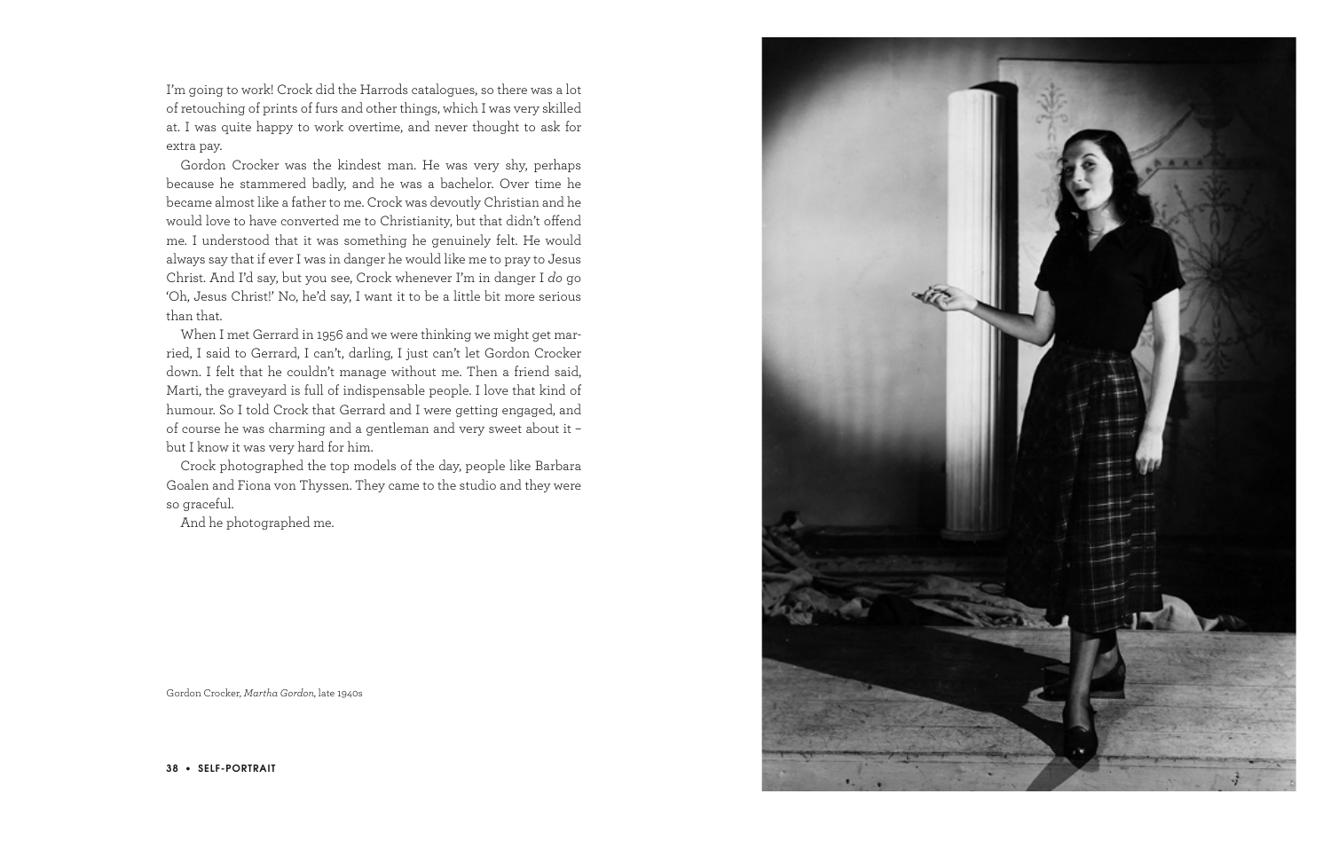I'm going to work! Crock did the Harrods catalogues, so there was a lot of retouching of prints of furs and other things, which I was very skilled at. I was quite happy to work overtime, and never thought to ask for extra pay.

Gordon Crocker was the kindest man. He was very shy, perhaps because he stammered badly, and he was a bachelor. Over time he became almost like a father to me. Crock was devoutly Christian and he would love to have converted me to Christianity, but that didn't offend me. I understood that it was something he genuinely felt. He would always say that if ever I was in danger he would like me to pray to Jesus Christ. And I'd say, but you see, Crock whenever I'm in danger I *do* go 'Oh, Jesus Christ!' No, he'd say, I want it to be a little bit more serious than that.

When I met Gerrard in 1956 and we were thinking we might get married, I said to Gerrard, I can't, darling, I just can't let Gordon Crocker down. I felt that he couldn't manage without me. Then a friend said, Marti, the graveyard is full of indispensable people. I love that kind of humour. So I told Crock that Gerrard and I were getting engaged, and of course he was charming and a gentleman and very sweet about it – but I know it was very hard for him.

Crock photographed the top models of the day, people like Barbara Goalen and Fiona von Thyssen. They came to the studio and they were so graceful.

And he photographed me.

Gordon Crocker, *Martha Gordon*, late 1940s